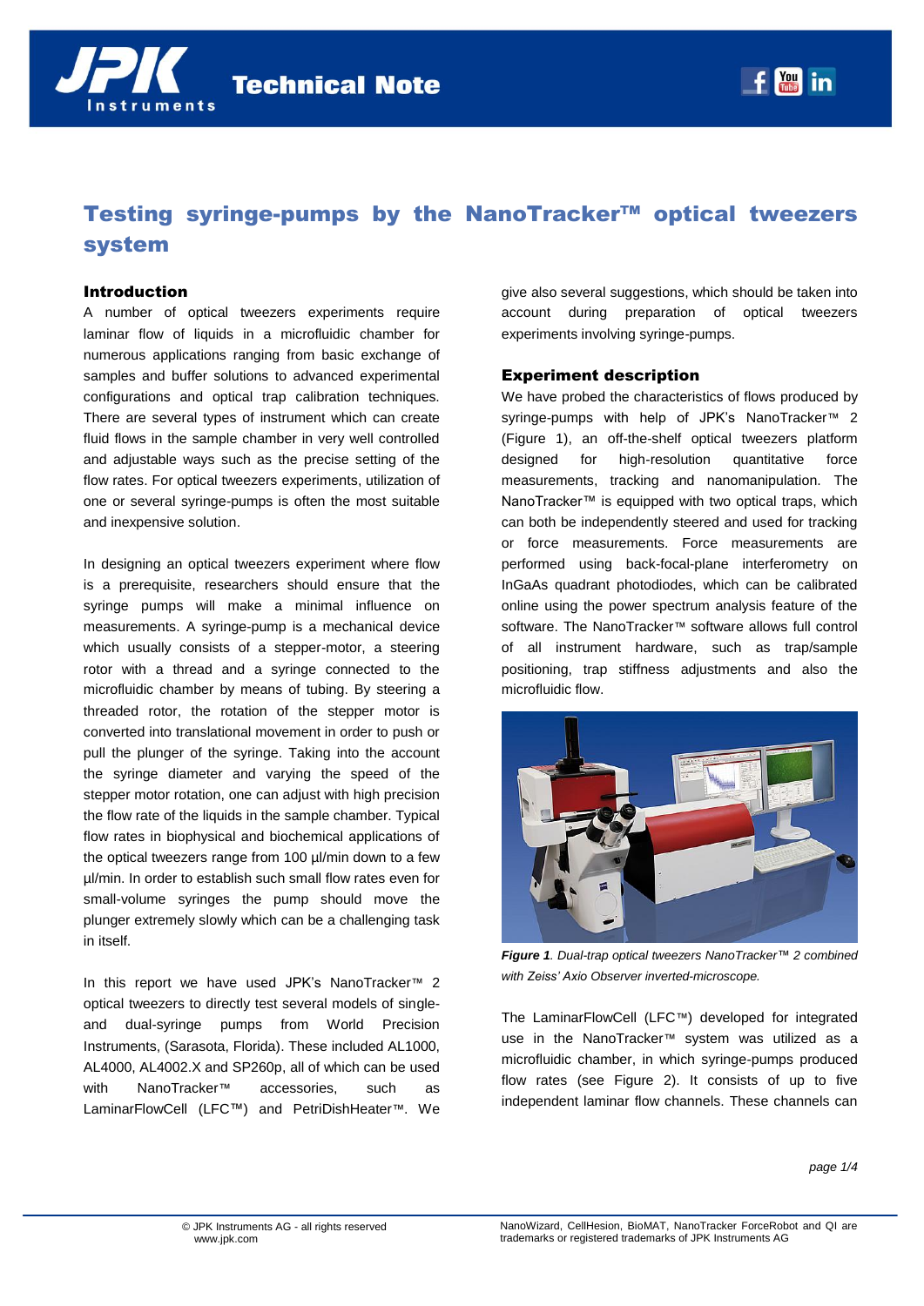# Testing syringe-pumps by the NanoTracker™ optical tweezers system

## Introduction

A number of optical tweezers experiments require laminar flow of liquids in a microfluidic chamber for numerous applications ranging from basic exchange of samples and buffer solutions to advanced experimental configurations and optical trap calibration techniques. There are several types of instrument which can create fluid flows in the sample chamber in very well controlled and adjustable ways such as the precise setting of the flow rates. For optical tweezers experiments, utilization of one or several syringe-pumps is often the most suitable and inexpensive solution.

In designing an optical tweezers experiment where flow is a prerequisite, researchers should ensure that the syringe pumps will make a minimal influence on measurements. A syringe-pump is a mechanical device which usually consists of a stepper-motor, a steering rotor with a thread and a syringe connected to the microfluidic chamber by means of tubing. By steering a threaded rotor, the rotation of the stepper motor is converted into translational movement in order to push or pull the plunger of the syringe. Taking into the account the syringe diameter and varying the speed of the stepper motor rotation, one can adjust with high precision the flow rate of the liquids in the sample chamber. Typical flow rates in biophysical and biochemical applications of the optical tweezers range from 100 µl/min down to a few µl/min. In order to establish such small flow rates even for small-volume syringes the pump should move the plunger extremely slowly which can be a challenging task in itself.

In this report we have used JPK's NanoTracker™ 2 optical tweezers to directly test several models of single- and dual-syringe pumps from World Precision Instruments, (Sarasota, Florida). These included AL1000, AL4000, AL4002.X and SP260p, all of which can be used with NanoTracker™ accessories, such as LaminarFlowCell (LFC™) and PetriDishHeater™. We give also several suggestions, which should be taken into account during preparation of optical tweezers experiments involving syringe-pumps.

## Experiment description

We have probed the characteristics of flows produced by syringe-pumps with help of JPK's NanoTracker™ 2 (Figure 1), an off-the-shelf optical tweezers platform designed for high-resolution quantitative force measurements, tracking and nanomanipulation. The NanoTracker™ is equipped with two optical traps, which can both be independently steered and used for tracking or force measurements. Force measurements are performed using back-focal-plane interferometry on InGaAs quadrant photodiodes, which can be calibrated online using the power spectrum analysis feature of the software. The NanoTracker™ software allows full control of all instrument hardware, such as trap/sample positioning, trap stiffness adjustments and also the microfluidic flow.

***Figure 1**. Dual-trap optical tweezers NanoTracker™ 2 combined with Zeiss' Axio Observer inverted-microscope.*

The LaminarFlowCell (LFC™) developed for integrated use in the NanoTracker™ system was utilized as a microfluidic chamber, in which syringe-pumps produced flow rates (see Figure 2). It consists of up to five independent laminar flow channels. These channels can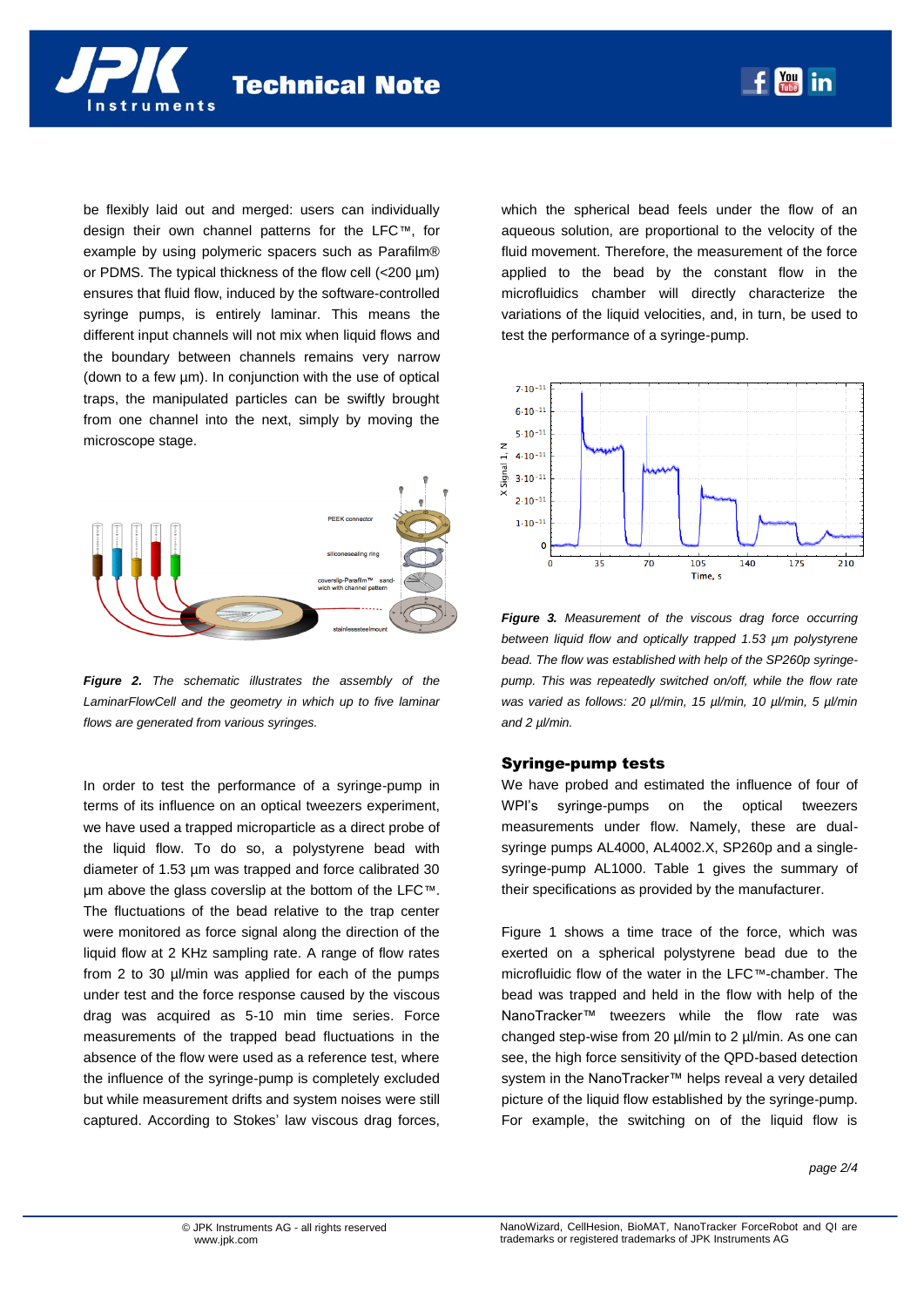be flexibly laid out and merged: users can individually design their own channel patterns for the LFC™, for example by using polymeric spacers such as Parafilm® or PDMS. The typical thickness of the flow cell (<200 µm) ensures that fluid flow, induced by the software-controlled syringe pumps, is entirely laminar. This means the different input channels will not mix when liquid flows and the boundary between channels remains very narrow (down to a few µm). In conjunction with the use of optical traps, the manipulated particles can be swiftly brought from one channel into the next, simply by moving the microscope stage.

***Figure 2.*** *The schematic illustrates the assembly of the LaminarFlowCell and the geometry in which up to five laminar flows are generated from various syringes.*

In order to test the performance of a syringe-pump in terms of its influence on an optical tweezers experiment, we have used a trapped microparticle as a direct probe of the liquid flow. To do so, a polystyrene bead with diameter of 1.53 µm was trapped and force calibrated 30 µm above the glass coverslip at the bottom of the LFC™. The fluctuations of the bead relative to the trap center were monitored as force signal along the direction of the liquid flow at 2 KHz sampling rate. A range of flow rates from 2 to 30 µl/min was applied for each of the pumps under test and the force response caused by the viscous drag was acquired as 5-10 min time series. Force measurements of the trapped bead fluctuations in the absence of the flow were used as a reference test, where the influence of the syringe-pump is completely excluded but while measurement drifts and system noises were still captured. According to Stokes' law viscous drag forces, which the spherical bead feels under the flow of an aqueous solution, are proportional to the velocity of the fluid movement. Therefore, the measurement of the force applied to the bead by the constant flow in the microfluidics chamber will directly characterize the variations of the liquid velocities, and, in turn, be used to test the performance of a syringe-pump.

***Figure 3.*** *Measurement of the viscous drag force occurring between liquid flow and optically trapped 1.53 µm polystyrene bead. The flow was established with help of the SP260p syringe-pump. This was repeatedly switched on/off, while the flow rate was varied as follows: 20 µl/min, 15 µl/min, 10 µl/min, 5 µl/min and 2 µl/min.*

## Syringe-pump tests

We have probed and estimated the influence of four of WPI's syringe-pumps on the optical tweezers measurements under flow. Namely, these are dual-syringe pumps AL4000, AL4002.X, SP260p and a single-syringe-pump AL1000. Table 1 gives the summary of their specifications as provided by the manufacturer.

Figure 1 shows a time trace of the force, which was exerted on a spherical polystyrene bead due to the microfluidic flow of the water in the LFC™-chamber. The bead was trapped and held in the flow with help of the NanoTracker™ tweezers while the flow rate was changed step-wise from 20 µl/min to 2 µl/min. As one can see, the high force sensitivity of the QPD-based detection system in the NanoTracker™ helps reveal a very detailed picture of the liquid flow established by the syringe-pump. For example, the switching on of the liquid flow is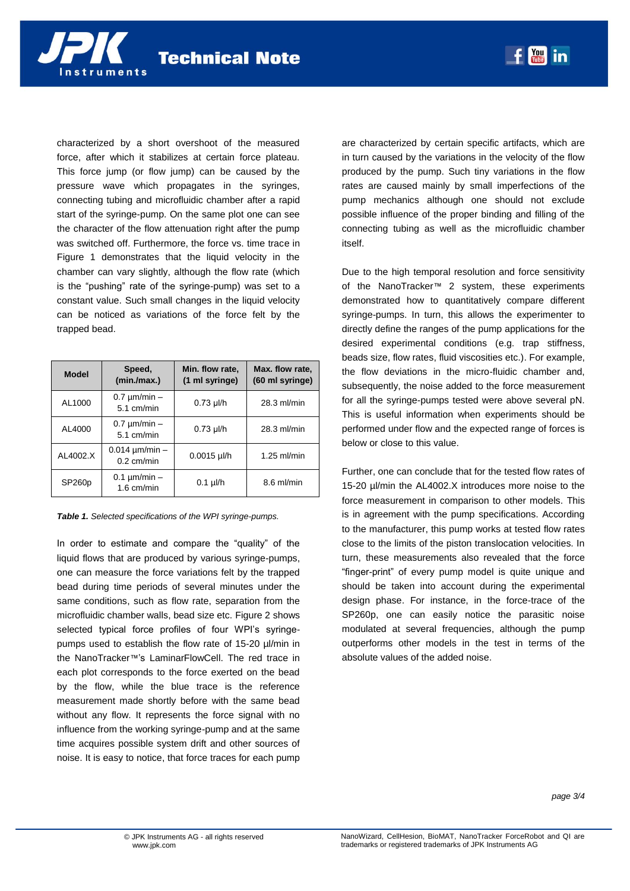characterized by a short overshoot of the measured force, after which it stabilizes at certain force plateau. This force jump (or flow jump) can be caused by the pressure wave which propagates in the syringes, connecting tubing and microfluidic chamber after a rapid start of the syringe-pump. On the same plot one can see the character of the flow attenuation right after the pump was switched off. Furthermore, the force vs. time trace in Figure 1 demonstrates that the liquid velocity in the chamber can vary slightly, although the flow rate (which is the "pushing" rate of the syringe-pump) was set to a constant value. Such small changes in the liquid velocity can be noticed as variations of the force felt by the trapped bead.

| Model | Speed, (min./max.) | Min. flow rate, (1 ml syringe) | Max. flow rate, (60 ml syringe) |
|---|---|---|---|
| AL1000 | 0.7 µm/min – 5.1 cm/min | 0.73 µl/h | 28.3 ml/min |
| AL4000 | 0.7 µm/min – 5.1 cm/min | 0.73 µl/h | 28.3 ml/min |
| AL4002.X | 0.014 µm/min – 0.2 cm/min | 0.0015 µl/h | 1.25 ml/min |
| SP260p | 0.1 µm/min – 1.6 cm/min | 0.1 µl/h | 8.6 ml/min |

***Table 1.*** *Selected specifications of the WPI syringe-pumps.*

In order to estimate and compare the "quality" of the liquid flows that are produced by various syringe-pumps, one can measure the force variations felt by the trapped bead during time periods of several minutes under the same conditions, such as flow rate, separation from the microfluidic chamber walls, bead size etc. Figure 2 shows selected typical force profiles of four WPI's syringe-pumps used to establish the flow rate of 15-20 µl/min in the NanoTracker™'s LaminarFlowCell. The red trace in each plot corresponds to the force exerted on the bead by the flow, while the blue trace is the reference measurement made shortly before with the same bead without any flow. It represents the force signal with no influence from the working syringe-pump and at the same time acquires possible system drift and other sources of noise. It is easy to notice, that force traces for each pump are characterized by certain specific artifacts, which are in turn caused by the variations in the velocity of the flow produced by the pump. Such tiny variations in the flow rates are caused mainly by small imperfections of the pump mechanics although one should not exclude possible influence of the proper binding and filling of the connecting tubing as well as the microfluidic chamber itself.

Due to the high temporal resolution and force sensitivity of the NanoTracker™ 2 system, these experiments demonstrated how to quantitatively compare different syringe-pumps. In turn, this allows the experimenter to directly define the ranges of the pump applications for the desired experimental conditions (e.g. trap stiffness, beads size, flow rates, fluid viscosities etc.). For example, the flow deviations in the micro-fluidic chamber and, subsequently, the noise added to the force measurement for all the syringe-pumps tested were above several pN. This is useful information when experiments should be performed under flow and the expected range of forces is below or close to this value.

Further, one can conclude that for the tested flow rates of 15-20 µl/min the AL4002.X introduces more noise to the force measurement in comparison to other models. This is in agreement with the pump specifications. According to the manufacturer, this pump works at tested flow rates close to the limits of the piston translocation velocities. In turn, these measurements also revealed that the force "finger-print" of every pump model is quite unique and should be taken into account during the experimental design phase. For instance, in the force-trace of the SP260p, one can easily notice the parasitic noise modulated at several frequencies, although the pump outperforms other models in the test in terms of the absolute values of the added noise.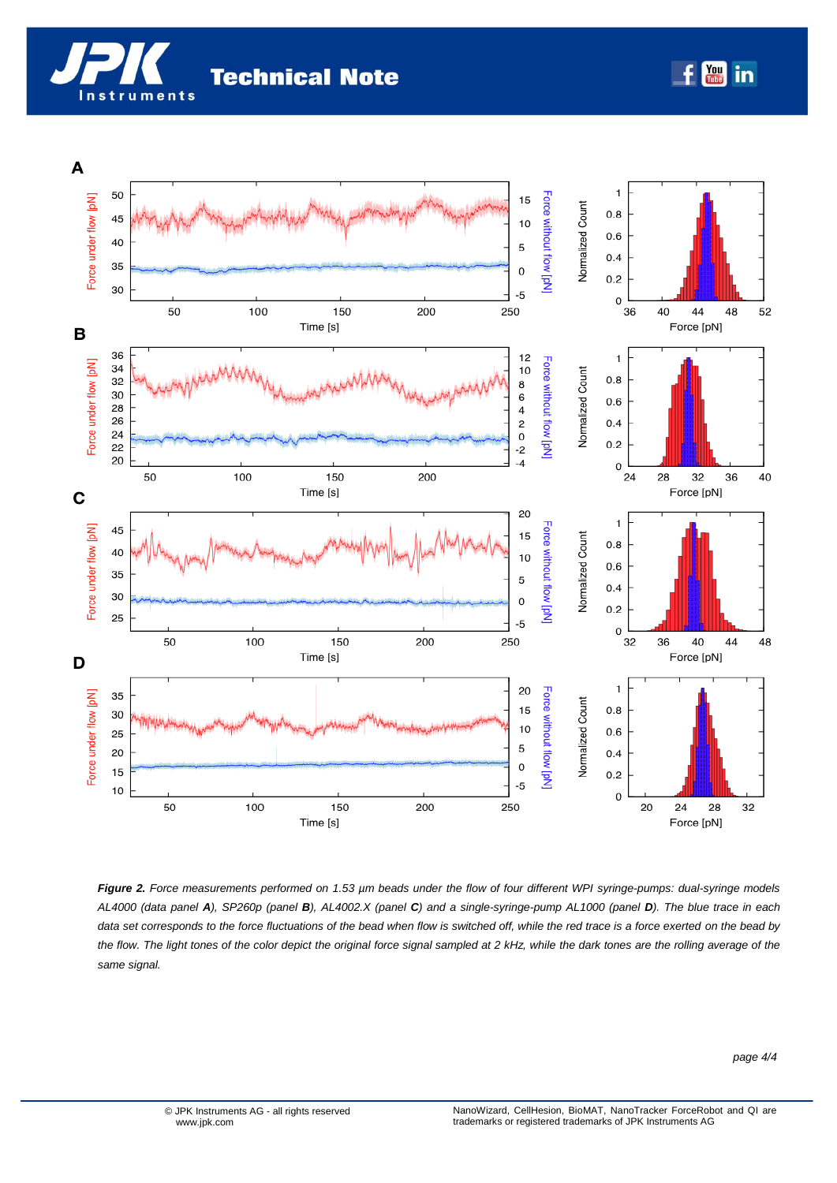A

Force under flow [pN]
50
45
40
35
30

15
10
5
0
-5
Force without flow [pN]

50 100 150 200 250
Time [s]

Normalized Count
1
0.8
0.6
0.4
0.2
0
36 40 44 48 52
Force [pN]

B

Force under flow [pN]
36
34
32
30
28
26
24
22
20

12
10
8
6
4
2
0
-2
-4
Force without flow [pN]

50 100 150 200
Time [s]

Normalized Count
1
0.8
0.6
0.4
0.2
0
24 28 32 36 40
Force [pN]

C

Force under flow [pN]
45
40
35
30
25

20
15
10
5
0
-5
Force without flow [pN]

50 100 150 200 250
Time [s]

Normalized Count
1
0.8
0.6
0.4
0.2
0
32 36 40 44 48
Force [pN]

D

Force under flow [pN]
35
30
25
20
15
10

20
15
10
5
0
-5
Force without flow [pN]

50 100 150 200 250
Time [s]

Normalized Count
1
0.8
0.6
0.4
0.2
0
20 24 28 32
Force [pN]

***Figure 2.*** *Force measurements performed on 1.53 µm beads under the flow of four different WPI syringe-pumps: dual-syringe models AL4000 (data panel **A**), SP260p (panel **B**), AL4002.X (panel **C**) and a single-syringe-pump AL1000 (panel **D**). The blue trace in each data set corresponds to the force fluctuations of the bead when flow is switched off, while the red trace is a force exerted on the bead by the flow. The light tones of the color depict the original force signal sampled at 2 kHz, while the dark tones are the rolling average of the same signal.*